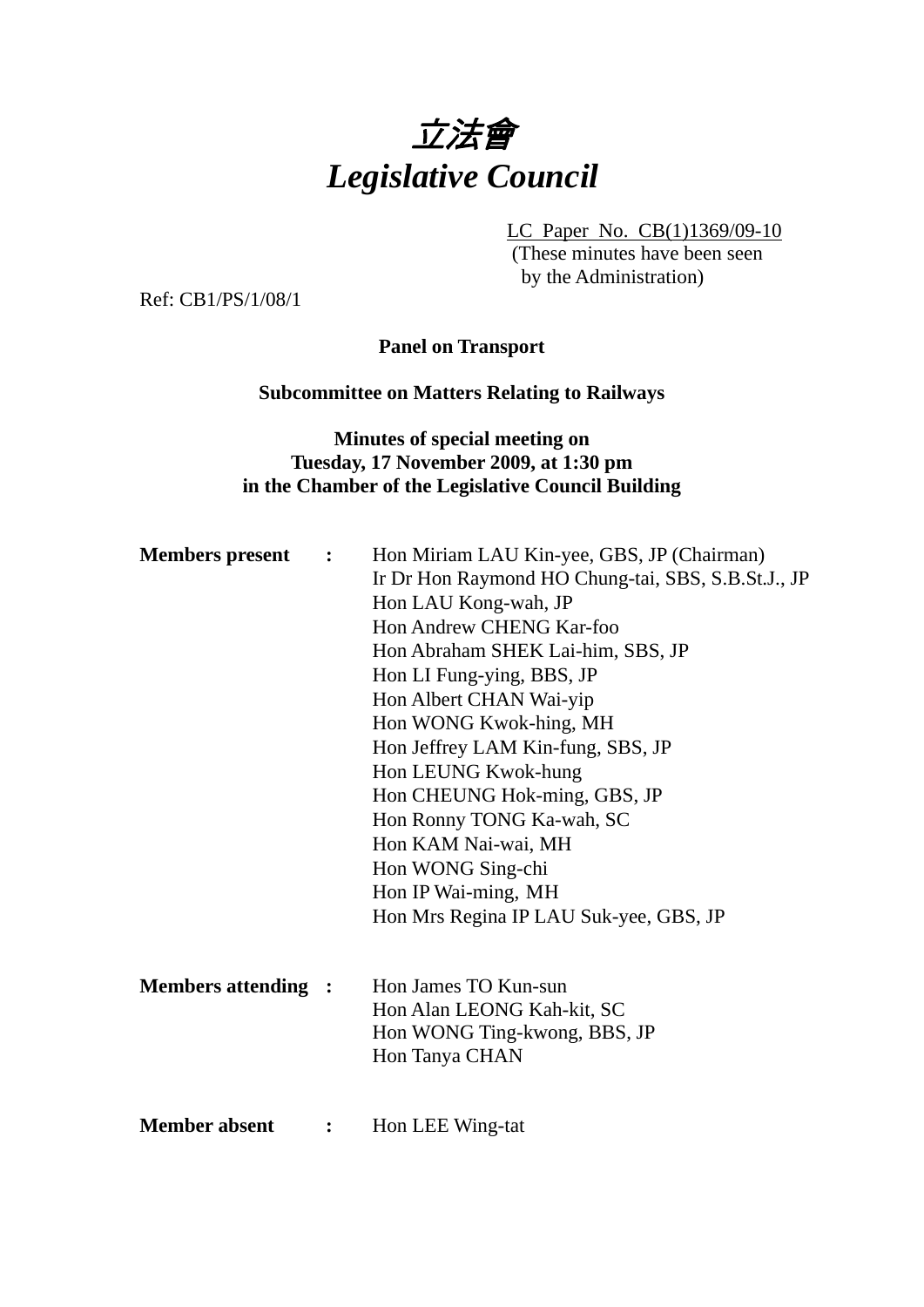# *立法會*
# *Legislative Council*

LC Paper No. CB(1)1369/09-10
(These minutes have been seen by the Administration)

Ref: CB1/PS/1/08/1

**Panel on Transport**

**Subcommittee on Matters Relating to Railways**

**Minutes of special meeting on Tuesday, 17 November 2009, at 1:30 pm in the Chamber of the Legislative Council Building**

**Members present :**
Hon Miriam LAU Kin-yee, GBS, JP (Chairman)
Ir Dr Hon Raymond HO Chung-tai, SBS, S.B.St.J., JP
Hon LAU Kong-wah, JP
Hon Andrew CHENG Kar-foo
Hon Abraham SHEK Lai-him, SBS, JP
Hon LI Fung-ying, BBS, JP
Hon Albert CHAN Wai-yip
Hon WONG Kwok-hing, MH
Hon Jeffrey LAM Kin-fung, SBS, JP
Hon LEUNG Kwok-hung
Hon CHEUNG Hok-ming, GBS, JP
Hon Ronny TONG Ka-wah, SC
Hon KAM Nai-wai, MH
Hon WONG Sing-chi
Hon IP Wai-ming, MH
Hon Mrs Regina IP LAU Suk-yee, GBS, JP

**Members attending :**
Hon James TO Kun-sun
Hon Alan LEONG Kah-kit, SC
Hon WONG Ting-kwong, BBS, JP
Hon Tanya CHAN

**Member absent :**
Hon LEE Wing-tat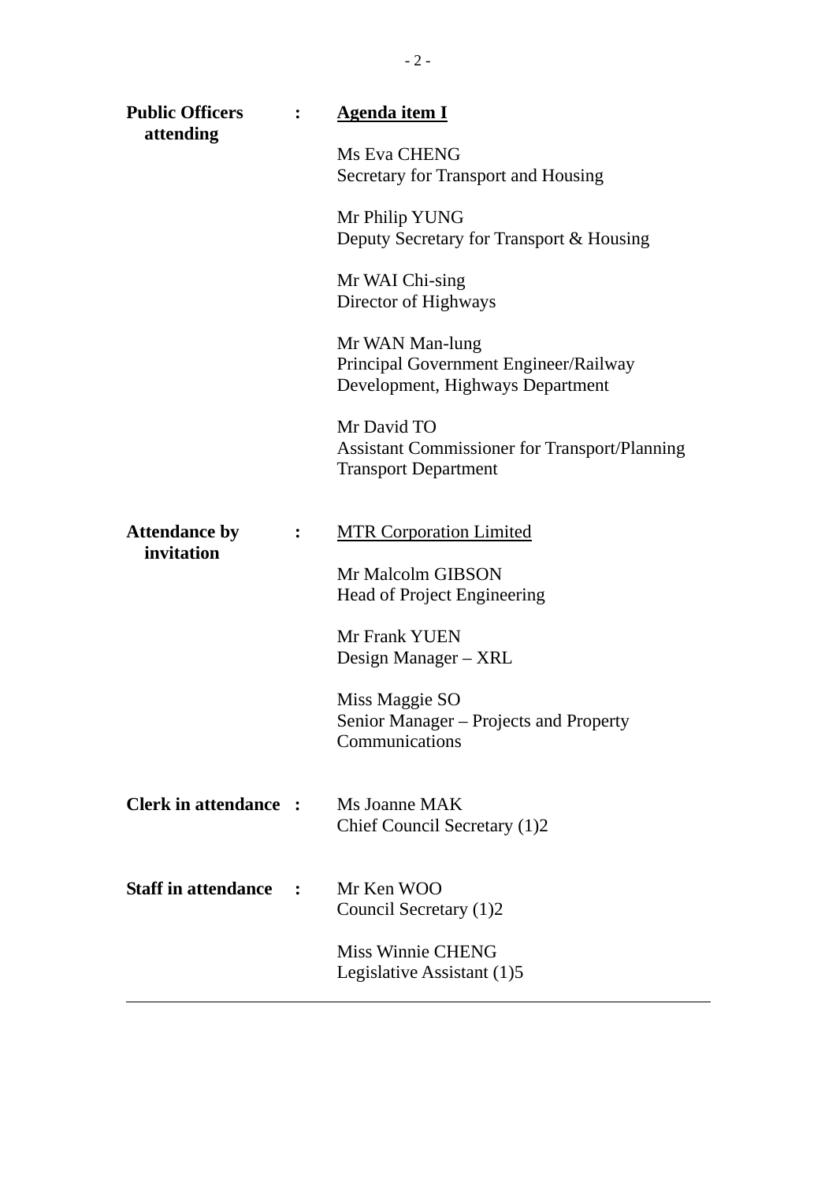**Public Officers attending** : <u>**Agenda item I**</u>

Ms Eva CHENG
Secretary for Transport and Housing

Mr Philip YUNG
Deputy Secretary for Transport & Housing

Mr WAI Chi-sing
Director of Highways

Mr WAN Man-lung
Principal Government Engineer/Railway Development, Highways Department

Mr David TO
Assistant Commissioner for Transport/Planning
Transport Department

**Attendance by invitation** : <u>MTR Corporation Limited</u>

Mr Malcolm GIBSON
Head of Project Engineering

Mr Frank YUEN
Design Manager – XRL

Miss Maggie SO
Senior Manager – Projects and Property Communications

**Clerk in attendance** : Ms Joanne MAK
Chief Council Secretary (1)2

**Staff in attendance** : Mr Ken WOO
Council Secretary (1)2

Miss Winnie CHENG
Legislative Assistant (1)5

---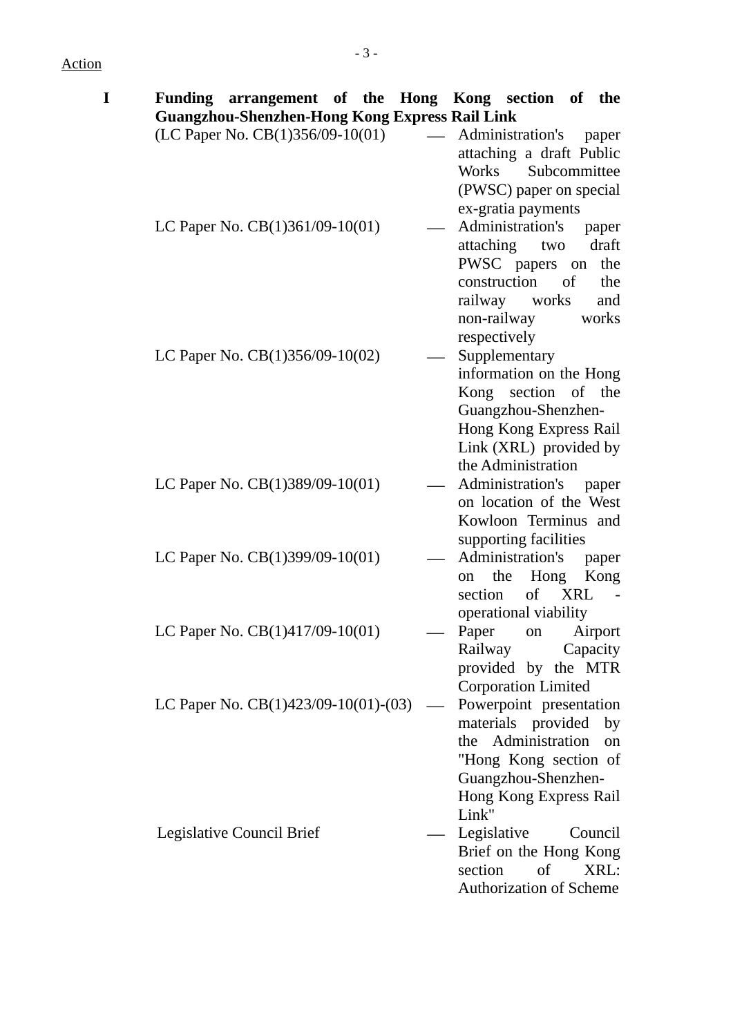Action

**I Funding arrangement of the Hong Kong section of the Guangzhou-Shenzhen-Hong Kong Express Rail Link**

| | | |
|---|---|---|
| (LC Paper No. CB(1)356/09-10(01) | — | Administration's paper attaching a draft Public Works Subcommittee (PWSC) paper on special ex-gratia payments |
| LC Paper No. CB(1)361/09-10(01) | — | Administration's paper attaching two draft PWSC papers on the construction of the railway works and non-railway works respectively |
| LC Paper No. CB(1)356/09-10(02) | — | Supplementary information on the Hong Kong section of the Guangzhou-Shenzhen-Hong Kong Express Rail Link (XRL) provided by the Administration |
| LC Paper No. CB(1)389/09-10(01) | — | Administration's paper on location of the West Kowloon Terminus and supporting facilities |
| LC Paper No. CB(1)399/09-10(01) | — | Administration's paper on the Hong Kong section of XRL - operational viability |
| LC Paper No. CB(1)417/09-10(01) | — | Paper on Airport Railway Capacity provided by the MTR Corporation Limited |
| LC Paper No. CB(1)423/09-10(01)-(03) | — | Powerpoint presentation materials provided by the Administration on "Hong Kong section of Guangzhou-Shenzhen-Hong Kong Express Rail Link" |
| Legislative Council Brief | — | Legislative Council Brief on the Hong Kong section of XRL: Authorization of Scheme |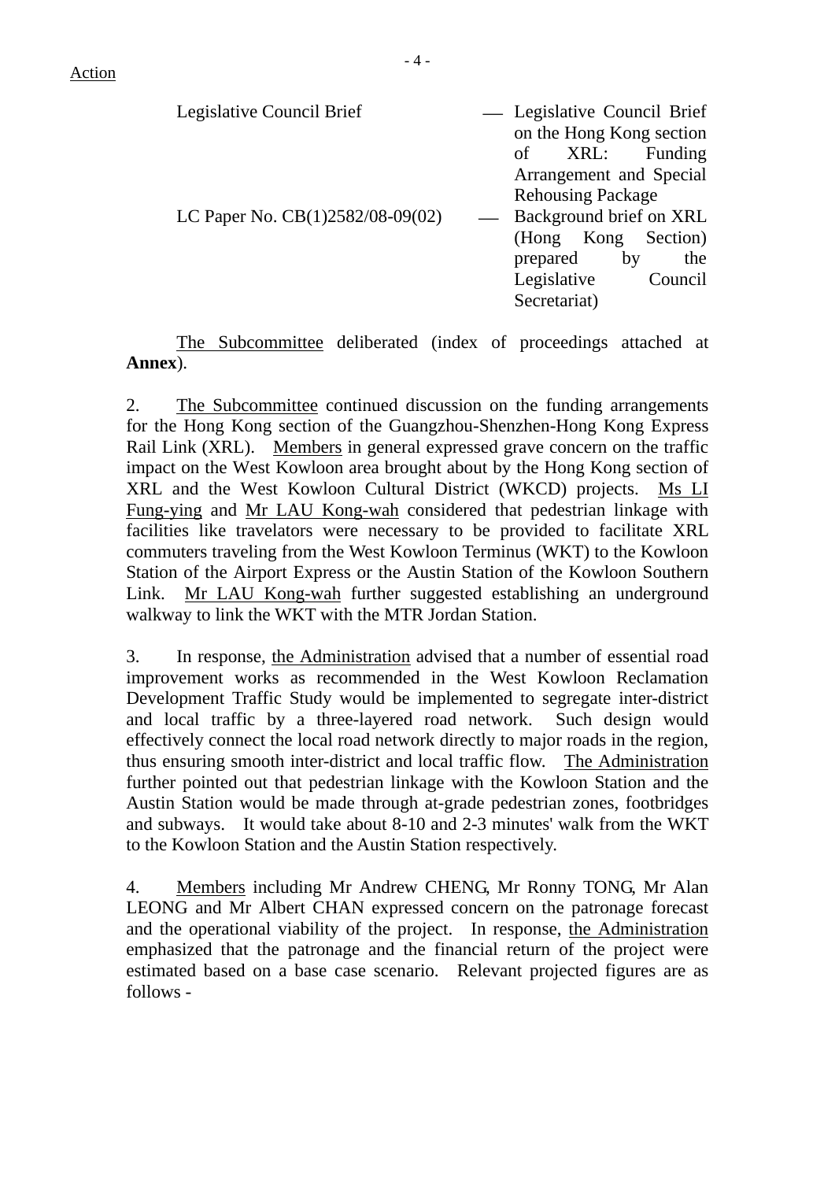Action

| | | |
|---|---|---|
| Legislative Council Brief | — | Legislative Council Brief on the Hong Kong section of XRL: Funding Arrangement and Special Rehousing Package |
| LC Paper No. CB(1)2582/08-09(02) | — | Background brief on XRL (Hong Kong Section) prepared by the Legislative Council Secretariat) |

The Subcommittee deliberated (index of proceedings attached at **Annex**).

2. The Subcommittee continued discussion on the funding arrangements for the Hong Kong section of the Guangzhou-Shenzhen-Hong Kong Express Rail Link (XRL). Members in general expressed grave concern on the traffic impact on the West Kowloon area brought about by the Hong Kong section of XRL and the West Kowloon Cultural District (WKCD) projects. Ms LI Fung-ying and Mr LAU Kong-wah considered that pedestrian linkage with facilities like travelators were necessary to be provided to facilitate XRL commuters traveling from the West Kowloon Terminus (WKT) to the Kowloon Station of the Airport Express or the Austin Station of the Kowloon Southern Link. Mr LAU Kong-wah further suggested establishing an underground walkway to link the WKT with the MTR Jordan Station.

3. In response, the Administration advised that a number of essential road improvement works as recommended in the West Kowloon Reclamation Development Traffic Study would be implemented to segregate inter-district and local traffic by a three-layered road network. Such design would effectively connect the local road network directly to major roads in the region, thus ensuring smooth inter-district and local traffic flow. The Administration further pointed out that pedestrian linkage with the Kowloon Station and the Austin Station would be made through at-grade pedestrian zones, footbridges and subways. It would take about 8-10 and 2-3 minutes' walk from the WKT to the Kowloon Station and the Austin Station respectively.

4. Members including Mr Andrew CHENG, Mr Ronny TONG, Mr Alan LEONG and Mr Albert CHAN expressed concern on the patronage forecast and the operational viability of the project. In response, the Administration emphasized that the patronage and the financial return of the project were estimated based on a base case scenario. Relevant projected figures are as follows -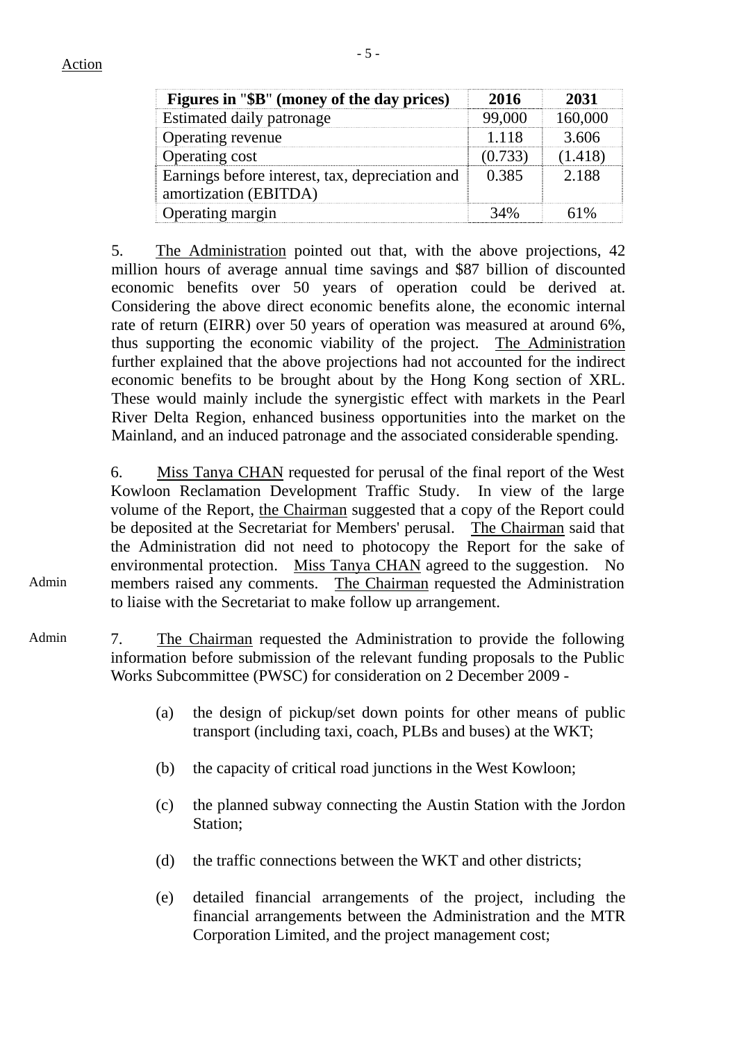Action

| Figures in "$B" (money of the day prices) | 2016 | 2031 |
|---|---|---|
| Estimated daily patronage | 99,000 | 160,000 |
| Operating revenue | 1.118 | 3.606 |
| Operating cost | (0.733) | (1.418) |
| Earnings before interest, tax, depreciation and amortization (EBITDA) | 0.385 | 2.188 |
| Operating margin | 34% | 61% |

5. The Administration pointed out that, with the above projections, 42 million hours of average annual time savings and $87 billion of discounted economic benefits over 50 years of operation could be derived at. Considering the above direct economic benefits alone, the economic internal rate of return (EIRR) over 50 years of operation was measured at around 6%, thus supporting the economic viability of the project. The Administration further explained that the above projections had not accounted for the indirect economic benefits to be brought about by the Hong Kong section of XRL. These would mainly include the synergistic effect with markets in the Pearl River Delta Region, enhanced business opportunities into the market on the Mainland, and an induced patronage and the associated considerable spending.

6. Miss Tanya CHAN requested for perusal of the final report of the West Kowloon Reclamation Development Traffic Study. In view of the large volume of the Report, the Chairman suggested that a copy of the Report could be deposited at the Secretariat for Members' perusal. The Chairman said that the Administration did not need to photocopy the Report for the sake of environmental protection. Miss Tanya CHAN agreed to the suggestion. No members raised any comments. The Chairman requested the Administration to liaise with the Secretariat to make follow up arrangement.

Admin

Admin

7. The Chairman requested the Administration to provide the following information before submission of the relevant funding proposals to the Public Works Subcommittee (PWSC) for consideration on 2 December 2009 -

(a) the design of pickup/set down points for other means of public transport (including taxi, coach, PLBs and buses) at the WKT;

(b) the capacity of critical road junctions in the West Kowloon;

(c) the planned subway connecting the Austin Station with the Jordon Station;

(d) the traffic connections between the WKT and other districts;

(e) detailed financial arrangements of the project, including the financial arrangements between the Administration and the MTR Corporation Limited, and the project management cost;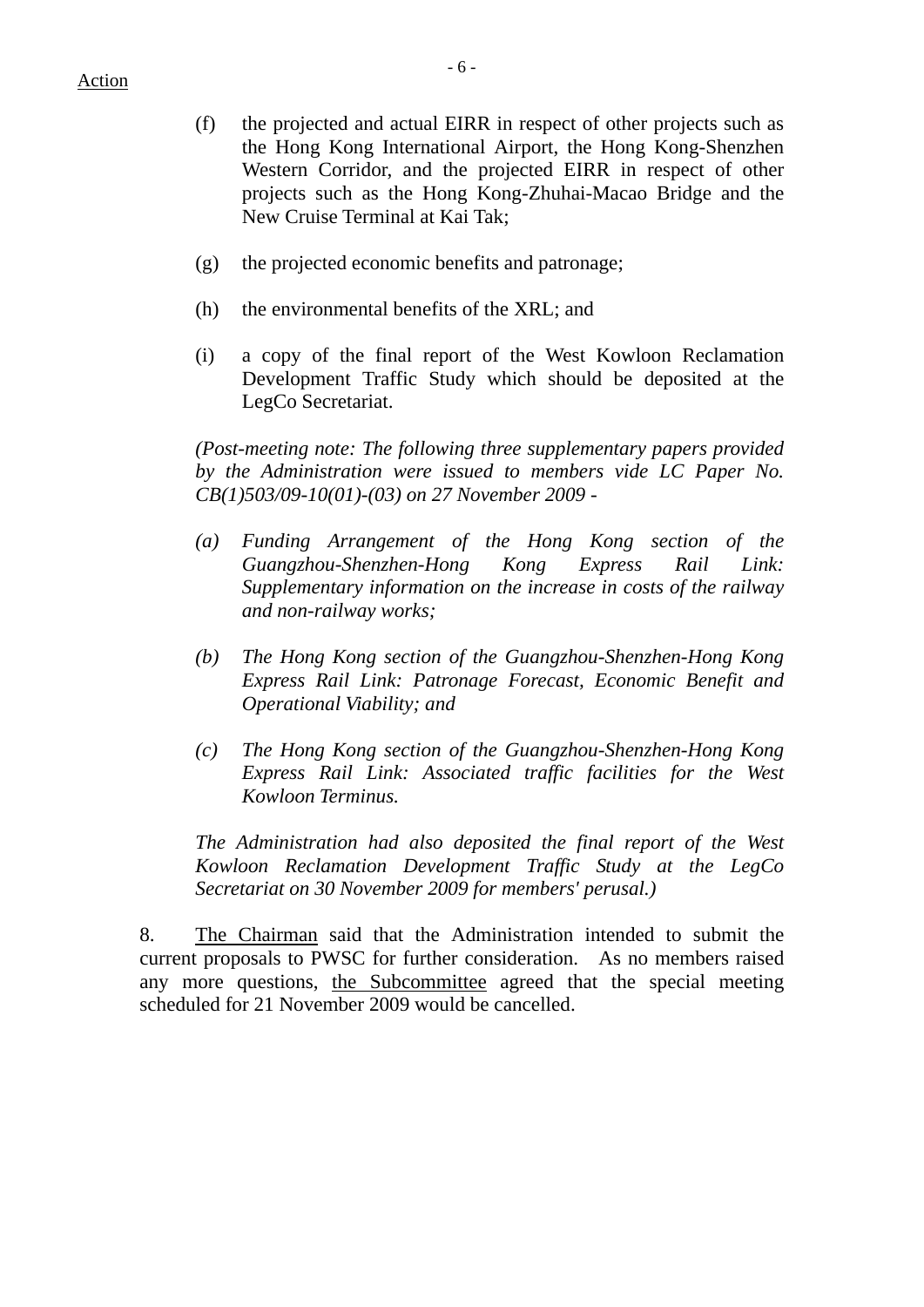Action

(f) the projected and actual EIRR in respect of other projects such as the Hong Kong International Airport, the Hong Kong-Shenzhen Western Corridor, and the projected EIRR in respect of other projects such as the Hong Kong-Zhuhai-Macao Bridge and the New Cruise Terminal at Kai Tak;

(g) the projected economic benefits and patronage;

(h) the environmental benefits of the XRL; and

(i) a copy of the final report of the West Kowloon Reclamation Development Traffic Study which should be deposited at the LegCo Secretariat.

*(Post-meeting note: The following three supplementary papers provided by the Administration were issued to members vide LC Paper No. CB(1)503/09-10(01)-(03) on 27 November 2009 -*

*(a) Funding Arrangement of the Hong Kong section of the Guangzhou-Shenzhen-Hong Kong Express Rail Link: Supplementary information on the increase in costs of the railway and non-railway works;*

*(b) The Hong Kong section of the Guangzhou-Shenzhen-Hong Kong Express Rail Link: Patronage Forecast, Economic Benefit and Operational Viability; and*

*(c) The Hong Kong section of the Guangzhou-Shenzhen-Hong Kong Express Rail Link: Associated traffic facilities for the West Kowloon Terminus.*

*The Administration had also deposited the final report of the West Kowloon Reclamation Development Traffic Study at the LegCo Secretariat on 30 November 2009 for members' perusal.)*

8. The Chairman said that the Administration intended to submit the current proposals to PWSC for further consideration. As no members raised any more questions, the Subcommittee agreed that the special meeting scheduled for 21 November 2009 would be cancelled.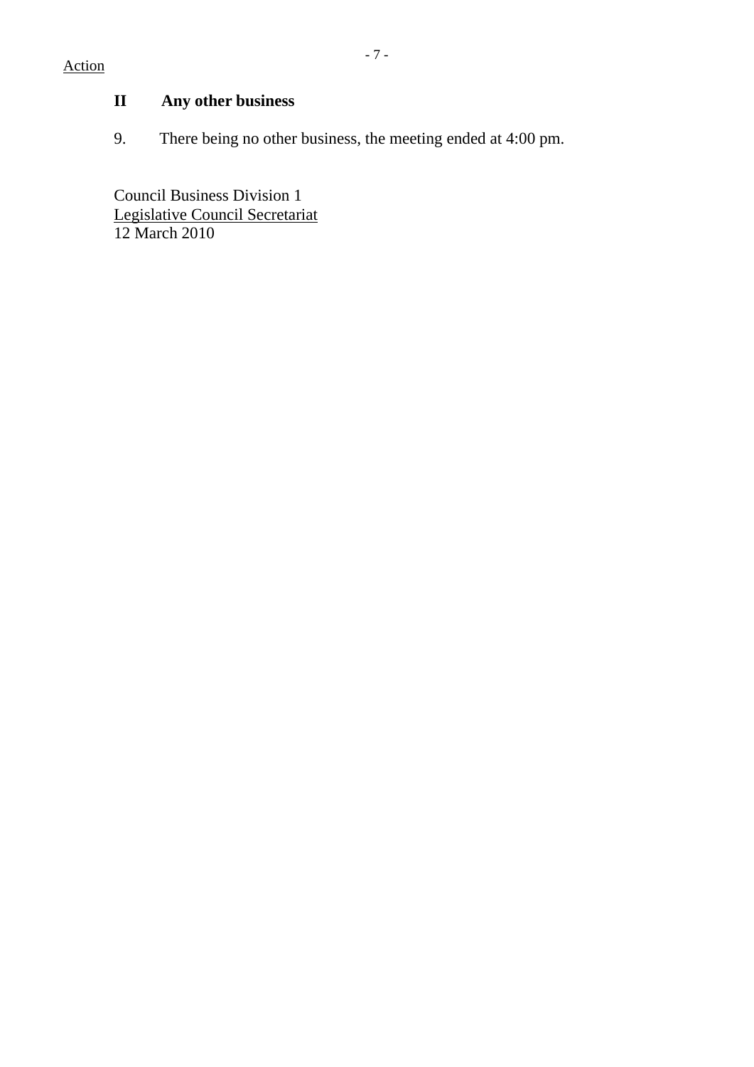Action

## II Any other business

9. There being no other business, the meeting ended at 4:00 pm.

Council Business Division 1
Legislative Council Secretariat
12 March 2010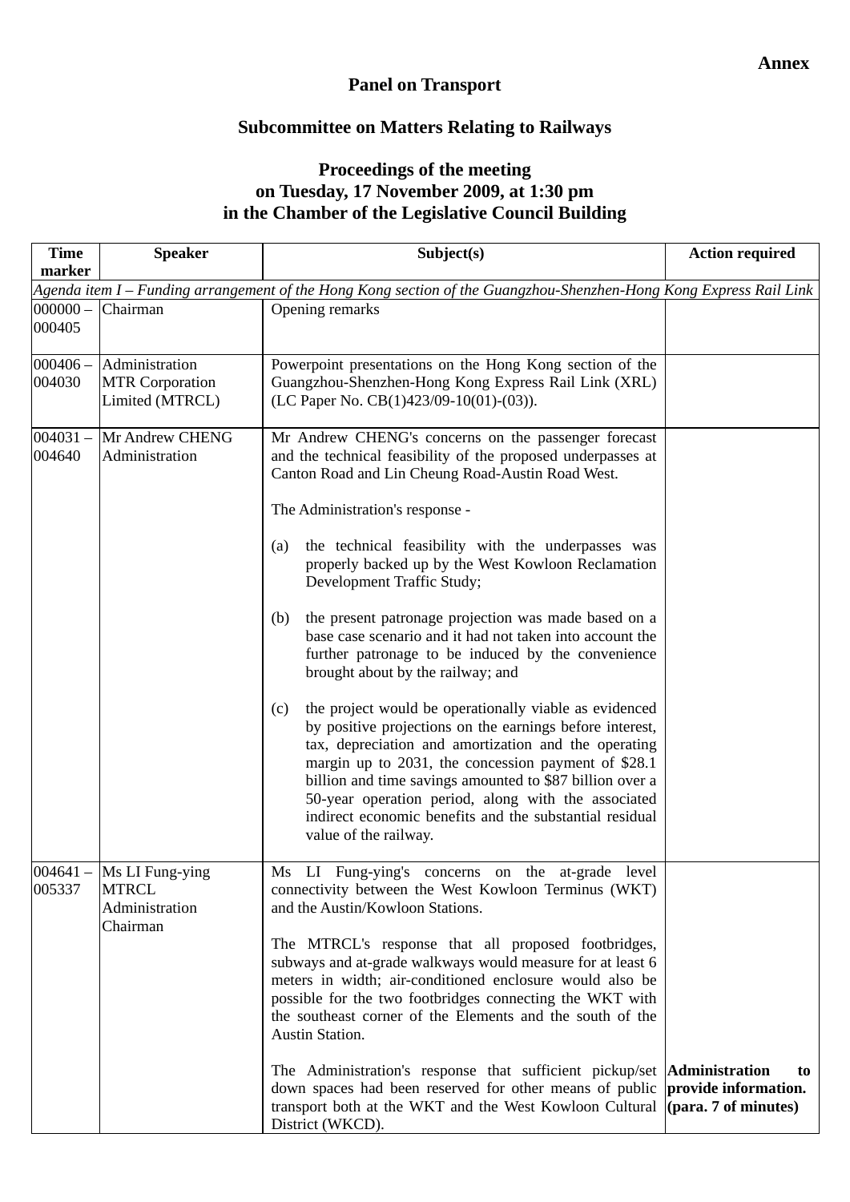**Annex**

# Panel on Transport

## Subcommittee on Matters Relating to Railways

### Proceedings of the meeting on Tuesday, 17 November 2009, at 1:30 pm in the Chamber of the Legislative Council Building

| Time marker | Speaker | Subject(s) | Action required |
|---|---|---|---|
| *Agenda item I – Funding arrangement of the Hong Kong section of the Guangzhou-Shenzhen-Hong Kong Express Rail Link* | | | |
| 000000 – 000405 | Chairman | Opening remarks | |
| 000406 – 004030 | Administration<br>MTR Corporation Limited (MTRCL) | Powerpoint presentations on the Hong Kong section of the Guangzhou-Shenzhen-Hong Kong Express Rail Link (XRL) (LC Paper No. CB(1)423/09-10(01)-(03)). | |
| 004031 – 004640 | Mr Andrew CHENG<br>Administration | Mr Andrew CHENG's concerns on the passenger forecast and the technical feasibility of the proposed underpasses at Canton Road and Lin Cheung Road-Austin Road West.<br><br>The Administration's response -<br><br>(a) the technical feasibility with the underpasses was properly backed up by the West Kowloon Reclamation Development Traffic Study;<br><br>(b) the present patronage projection was made based on a base case scenario and it had not taken into account the further patronage to be induced by the convenience brought about by the railway; and<br><br>(c) the project would be operationally viable as evidenced by positive projections on the earnings before interest, tax, depreciation and amortization and the operating margin up to 2031, the concession payment of $28.1 billion and time savings amounted to $87 billion over a 50-year operation period, along with the associated indirect economic benefits and the substantial residual value of the railway. | |
| 004641 – 005337 | Ms LI Fung-ying<br>MTRCL<br>Administration<br>Chairman | Ms LI Fung-ying's concerns on the at-grade level connectivity between the West Kowloon Terminus (WKT) and the Austin/Kowloon Stations.<br><br>The MTRCL's response that all proposed footbridges, subways and at-grade walkways would measure for at least 6 meters in width; air-conditioned enclosure would also be possible for the two footbridges connecting the WKT with the southeast corner of the Elements and the south of the Austin Station.<br><br>The Administration's response that sufficient pickup/set down spaces had been reserved for other means of public transport both at the WKT and the West Kowloon Cultural District (WKCD). | <br><br><br><br><br><br><br><br>**Administration to provide information. (para. 7 of minutes)** |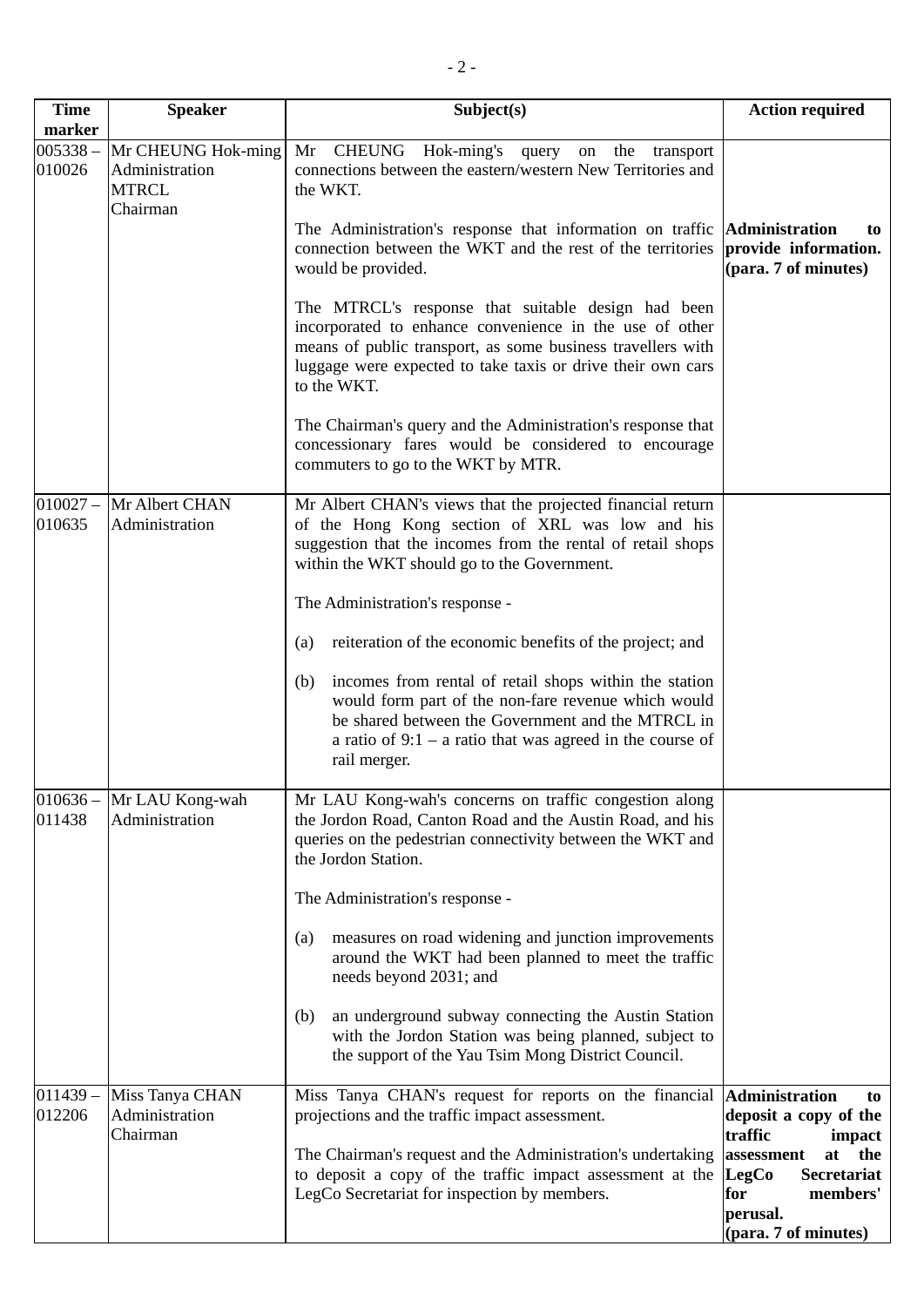| Time marker | Speaker | Subject(s) | Action required |
|---|---|---|---|
| 005338 – 010026 | Mr CHEUNG Hok-ming<br>Administration<br>MTRCL<br>Chairman | Mr CHEUNG Hok-ming's query on the transport connections between the eastern/western New Territories and the WKT.<br><br>The Administration's response that information on traffic connection between the WKT and the rest of the territories would be provided.<br><br>The MTRCL's response that suitable design had been incorporated to enhance convenience in the use of other means of public transport, as some business travellers with luggage were expected to take taxis or drive their own cars to the WKT.<br><br>The Chairman's query and the Administration's response that concessionary fares would be considered to encourage commuters to go to the WKT by MTR. | **Administration to provide information. (para. 7 of minutes)** |
| 010027 – 010635 | Mr Albert CHAN<br>Administration | Mr Albert CHAN's views that the projected financial return of the Hong Kong section of XRL was low and his suggestion that the incomes from the rental of retail shops within the WKT should go to the Government.<br><br>The Administration's response -<br><br>(a) reiteration of the economic benefits of the project; and<br><br>(b) incomes from rental of retail shops within the station would form part of the non-fare revenue which would be shared between the Government and the MTRCL in a ratio of 9:1 – a ratio that was agreed in the course of rail merger. | |
| 010636 – 011438 | Mr LAU Kong-wah<br>Administration | Mr LAU Kong-wah's concerns on traffic congestion along the Jordon Road, Canton Road and the Austin Road, and his queries on the pedestrian connectivity between the WKT and the Jordon Station.<br><br>The Administration's response -<br><br>(a) measures on road widening and junction improvements around the WKT had been planned to meet the traffic needs beyond 2031; and<br><br>(b) an underground subway connecting the Austin Station with the Jordon Station was being planned, subject to the support of the Yau Tsim Mong District Council. | |
| 011439 – 012206 | Miss Tanya CHAN<br>Administration<br>Chairman | Miss Tanya CHAN's request for reports on the financial projections and the traffic impact assessment.<br><br>The Chairman's request and the Administration's undertaking to deposit a copy of the traffic impact assessment at the LegCo Secretariat for inspection by members. | **Administration to deposit a copy of the traffic impact assessment at the LegCo Secretariat for members' perusal. (para. 7 of minutes)** |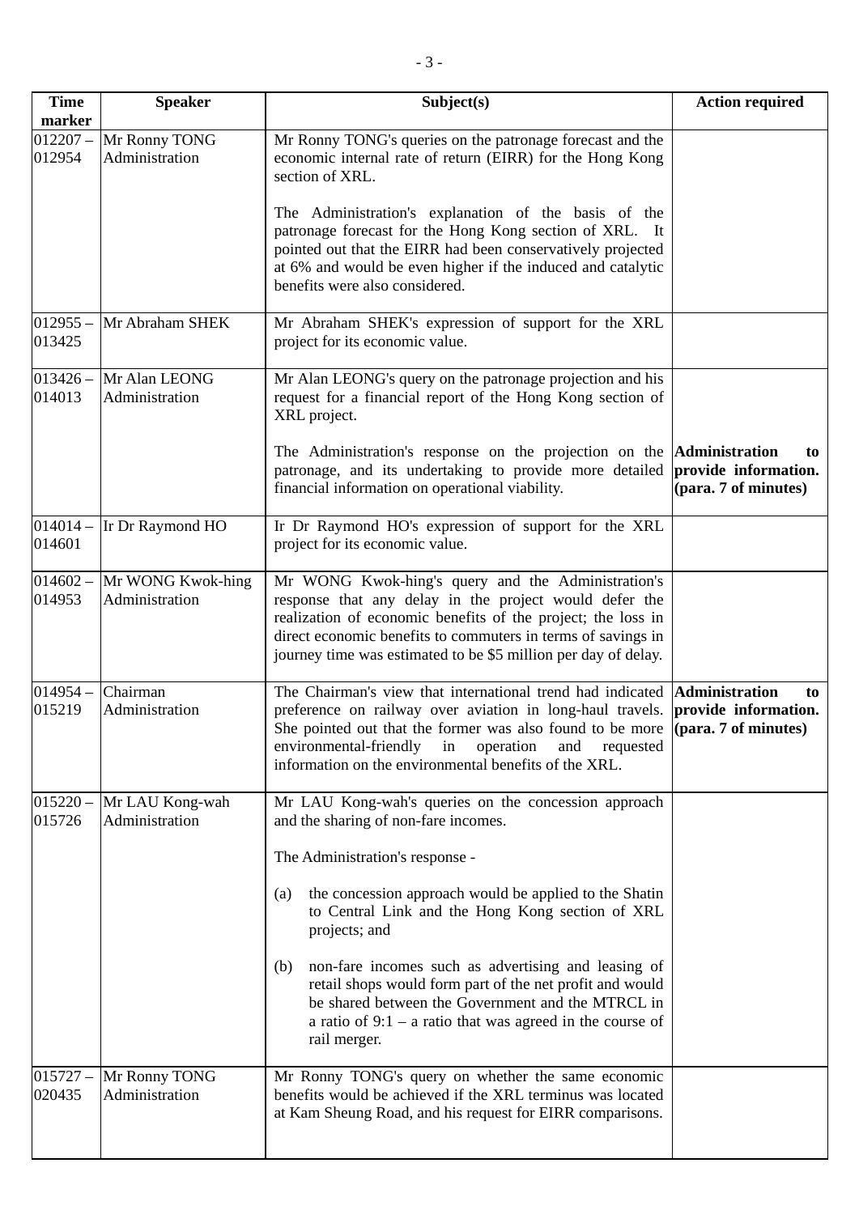| Time marker | Speaker | Subject(s) | Action required |
|---|---|---|---|
| 012207 – 012954 | Mr Ronny TONG<br>Administration | Mr Ronny TONG's queries on the patronage forecast and the economic internal rate of return (EIRR) for the Hong Kong section of XRL.<br><br>The Administration's explanation of the basis of the patronage forecast for the Hong Kong section of XRL. It pointed out that the EIRR had been conservatively projected at 6% and would be even higher if the induced and catalytic benefits were also considered. | |
| 012955 – 013425 | Mr Abraham SHEK | Mr Abraham SHEK's expression of support for the XRL project for its economic value. | |
| 013426 – 014013 | Mr Alan LEONG<br>Administration | Mr Alan LEONG's query on the patronage projection and his request for a financial report of the Hong Kong section of XRL project.<br><br>The Administration's response on the projection on the patronage, and its undertaking to provide more detailed financial information on operational viability. | **Administration to provide information. (para. 7 of minutes)** |
| 014014 – 014601 | Ir Dr Raymond HO | Ir Dr Raymond HO's expression of support for the XRL project for its economic value. | |
| 014602 – 014953 | Mr WONG Kwok-hing<br>Administration | Mr WONG Kwok-hing's query and the Administration's response that any delay in the project would defer the realization of economic benefits of the project; the loss in direct economic benefits to commuters in terms of savings in journey time was estimated to be $5 million per day of delay. | |
| 014954 – 015219 | Chairman<br>Administration | The Chairman's view that international trend had indicated preference on railway over aviation in long-haul travels. She pointed out that the former was also found to be more environmental-friendly in operation and requested information on the environmental benefits of the XRL. | **Administration to provide information. (para. 7 of minutes)** |
| 015220 – 015726 | Mr LAU Kong-wah<br>Administration | Mr LAU Kong-wah's queries on the concession approach and the sharing of non-fare incomes.<br><br>The Administration's response -<br><br>(a) the concession approach would be applied to the Shatin to Central Link and the Hong Kong section of XRL projects; and<br><br>(b) non-fare incomes such as advertising and leasing of retail shops would form part of the net profit and would be shared between the Government and the MTRCL in a ratio of 9:1 – a ratio that was agreed in the course of rail merger. | |
| 015727 – 020435 | Mr Ronny TONG<br>Administration | Mr Ronny TONG's query on whether the same economic benefits would be achieved if the XRL terminus was located at Kam Sheung Road, and his request for EIRR comparisons. | |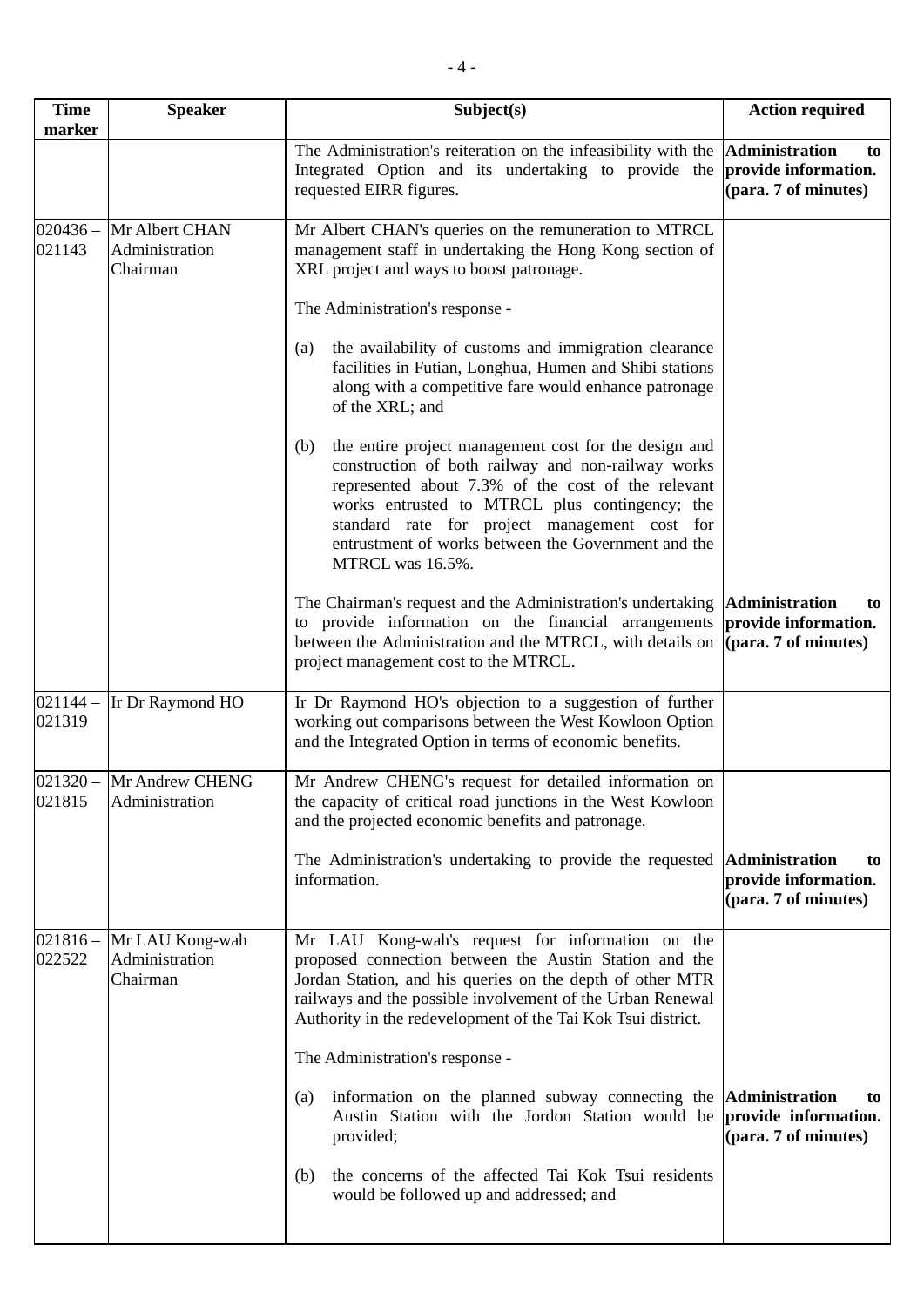| Time marker | Speaker | Subject(s) | Action required |
|---|---|---|---|
| | | The Administration's reiteration on the infeasibility with the Integrated Option and its undertaking to provide the requested EIRR figures. | **Administration to provide information. (para. 7 of minutes)** |
| 020436 – 021143 | Mr Albert CHAN<br>Administration<br>Chairman | Mr Albert CHAN's queries on the remuneration to MTRCL management staff in undertaking the Hong Kong section of XRL project and ways to boost patronage.<br><br>The Administration's response -<br><br>(a) the availability of customs and immigration clearance facilities in Futian, Longhua, Humen and Shibi stations along with a competitive fare would enhance patronage of the XRL; and<br><br>(b) the entire project management cost for the design and construction of both railway and non-railway works represented about 7.3% of the cost of the relevant works entrusted to MTRCL plus contingency; the standard rate for project management cost for entrustment of works between the Government and the MTRCL was 16.5%. | |
| | | The Chairman's request and the Administration's undertaking to provide information on the financial arrangements between the Administration and the MTRCL, with details on project management cost to the MTRCL. | **Administration to provide information. (para. 7 of minutes)** |
| 021144 – 021319 | Ir Dr Raymond HO | Ir Dr Raymond HO's objection to a suggestion of further working out comparisons between the West Kowloon Option and the Integrated Option in terms of economic benefits. | |
| 021320 – 021815 | Mr Andrew CHENG<br>Administration | Mr Andrew CHENG's request for detailed information on the capacity of critical road junctions in the West Kowloon and the projected economic benefits and patronage.<br><br>The Administration's undertaking to provide the requested information. | **Administration to provide information. (para. 7 of minutes)** |
| 021816 – 022522 | Mr LAU Kong-wah<br>Administration<br>Chairman | Mr LAU Kong-wah's request for information on the proposed connection between the Austin Station and the Jordan Station, and his queries on the depth of other MTR railways and the possible involvement of the Urban Renewal Authority in the redevelopment of the Tai Kok Tsui district.<br><br>The Administration's response -<br><br>(a) information on the planned subway connecting the Austin Station with the Jordon Station would be provided;<br><br>(b) the concerns of the affected Tai Kok Tsui residents would be followed up and addressed; and | **Administration to provide information. (para. 7 of minutes)** |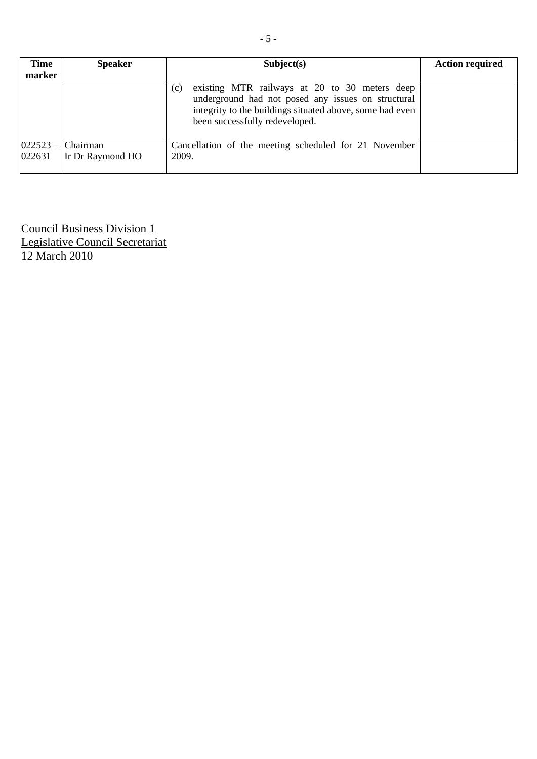| Time marker | Speaker | Subject(s) | Action required |
| --- | --- | --- | --- |
| | | (c) existing MTR railways at 20 to 30 meters deep underground had not posed any issues on structural integrity to the buildings situated above, some had even been successfully redeveloped. | |
| 022523 – 022631 | Chairman<br>Ir Dr Raymond HO | Cancellation of the meeting scheduled for 21 November 2009. | |

Council Business Division 1
Legislative Council Secretariat
12 March 2010